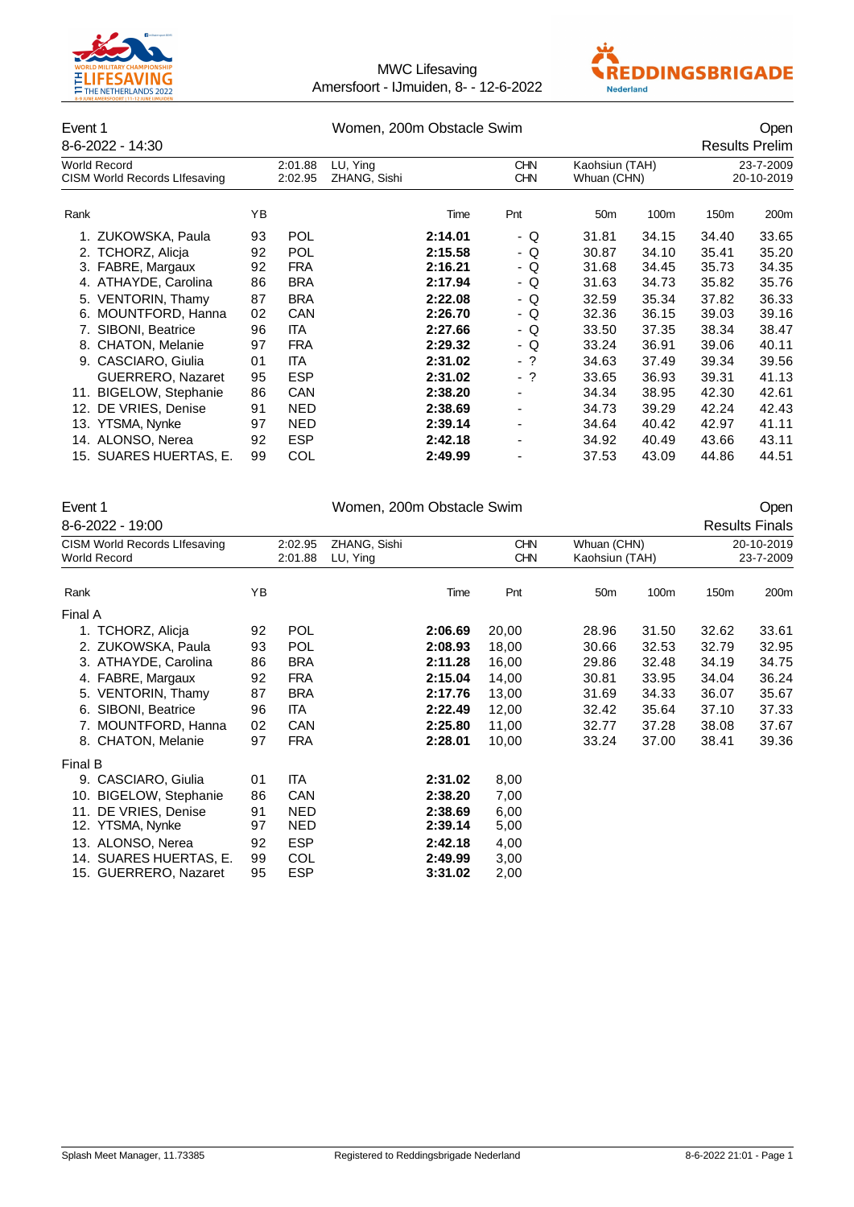MWC Lifesaving
Amersfoort - IJmuiden, 8- - 12-6-2022

## Event 1 — Women, 200m Obstacle Swim — Open

8-6-2022 - 14:30 — Results Prelim

| | | | | |
|---|---|---|---|---|
| World Record | 2:01.88 | LU, Ying | CHN | Kaohsiun (TAH) | 23-7-2009 |
| CISM World Records LIfesaving | 2:02.95 | ZHANG, Sishi | CHN | Whuan (CHN) | 20-10-2019 |

| Rank | Name | YB | | Time | Pnt | 50m | 100m | 150m | 200m |
|---|---|---|---|---|---|---|---|---|---|
| 1. | ZUKOWSKA, Paula | 93 | POL | **2:14.01** | - Q | 31.81 | 34.15 | 34.40 | 33.65 |
| 2. | TCHORZ, Alicja | 92 | POL | **2:15.58** | - Q | 30.87 | 34.10 | 35.41 | 35.20 |
| 3. | FABRE, Margaux | 92 | FRA | **2:16.21** | - Q | 31.68 | 34.45 | 35.73 | 34.35 |
| 4. | ATHAYDE, Carolina | 86 | BRA | **2:17.94** | - Q | 31.63 | 34.73 | 35.82 | 35.76 |
| 5. | VENTORIN, Thamy | 87 | BRA | **2:22.08** | - Q | 32.59 | 35.34 | 37.82 | 36.33 |
| 6. | MOUNTFORD, Hanna | 02 | CAN | **2:26.70** | - Q | 32.36 | 36.15 | 39.03 | 39.16 |
| 7. | SIBONI, Beatrice | 96 | ITA | **2:27.66** | - Q | 33.50 | 37.35 | 38.34 | 38.47 |
| 8. | CHATON, Melanie | 97 | FRA | **2:29.32** | - Q | 33.24 | 36.91 | 39.06 | 40.11 |
| 9. | CASCIARO, Giulia | 01 | ITA | **2:31.02** | - ? | 34.63 | 37.49 | 39.34 | 39.56 |
| | GUERRERO, Nazaret | 95 | ESP | **2:31.02** | - ? | 33.65 | 36.93 | 39.31 | 41.13 |
| 11. | BIGELOW, Stephanie | 86 | CAN | **2:38.20** | - | 34.34 | 38.95 | 42.30 | 42.61 |
| 12. | DE VRIES, Denise | 91 | NED | **2:38.69** | - | 34.73 | 39.29 | 42.24 | 42.43 |
| 13. | YTSMA, Nynke | 97 | NED | **2:39.14** | - | 34.64 | 40.42 | 42.97 | 41.11 |
| 14. | ALONSO, Nerea | 92 | ESP | **2:42.18** | - | 34.92 | 40.49 | 43.66 | 43.11 |
| 15. | SUARES HUERTAS, E. | 99 | COL | **2:49.99** | - | 37.53 | 43.09 | 44.86 | 44.51 |

## Event 1 — Women, 200m Obstacle Swim — Open

8-6-2022 - 19:00 — Results Finals

| | | | | | |
|---|---|---|---|---|---|
| CISM World Records LIfesaving | 2:02.95 | ZHANG, Sishi | CHN | Whuan (CHN) | 20-10-2019 |
| World Record | 2:01.88 | LU, Ying | CHN | Kaohsiun (TAH) | 23-7-2009 |

| Rank | Name | YB | | Time | Pnt | 50m | 100m | 150m | 200m |
|---|---|---|---|---|---|---|---|---|---|
| **Final A** | | | | | | | | | |
| 1. | TCHORZ, Alicja | 92 | POL | **2:06.69** | 20,00 | 28.96 | 31.50 | 32.62 | 33.61 |
| 2. | ZUKOWSKA, Paula | 93 | POL | **2:08.93** | 18,00 | 30.66 | 32.53 | 32.79 | 32.95 |
| 3. | ATHAYDE, Carolina | 86 | BRA | **2:11.28** | 16,00 | 29.86 | 32.48 | 34.19 | 34.75 |
| 4. | FABRE, Margaux | 92 | FRA | **2:15.04** | 14,00 | 30.81 | 33.95 | 34.04 | 36.24 |
| 5. | VENTORIN, Thamy | 87 | BRA | **2:17.76** | 13,00 | 31.69 | 34.33 | 36.07 | 35.67 |
| 6. | SIBONI, Beatrice | 96 | ITA | **2:22.49** | 12,00 | 32.42 | 35.64 | 37.10 | 37.33 |
| 7. | MOUNTFORD, Hanna | 02 | CAN | **2:25.80** | 11,00 | 32.77 | 37.28 | 38.08 | 37.67 |
| 8. | CHATON, Melanie | 97 | FRA | **2:28.01** | 10,00 | 33.24 | 37.00 | 38.41 | 39.36 |
| **Final B** | | | | | | | | | |
| 9. | CASCIARO, Giulia | 01 | ITA | **2:31.02** | 8,00 | | | | |
| 10. | BIGELOW, Stephanie | 86 | CAN | **2:38.20** | 7,00 | | | | |
| 11. | DE VRIES, Denise | 91 | NED | **2:38.69** | 6,00 | | | | |
| 12. | YTSMA, Nynke | 97 | NED | **2:39.14** | 5,00 | | | | |
| 13. | ALONSO, Nerea | 92 | ESP | **2:42.18** | 4,00 | | | | |
| 14. | SUARES HUERTAS, E. | 99 | COL | **2:49.99** | 3,00 | | | | |
| 15. | GUERRERO, Nazaret | 95 | ESP | **3:31.02** | 2,00 | | | | |

Splash Meet Manager, 11.73385 — Registered to Reddingsbrigade Nederland — 8-6-2022 21:01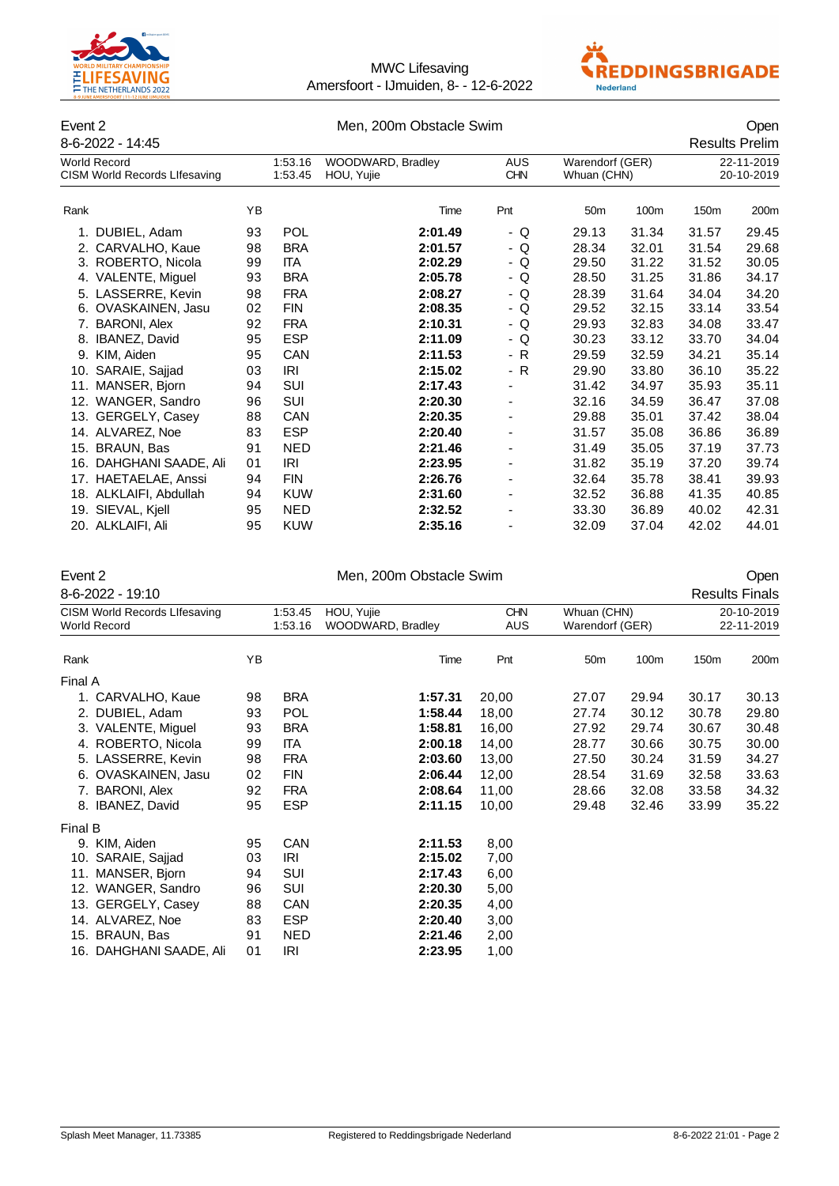## Event 2 — Men, 200m Obstacle Swim — Open

8-6-2022 - 14:45 — Results Prelim

| | | | | |
|---|---|---|---|---|
| World Record | 1:53.16 | WOODWARD, Bradley | AUS | Warendorf (GER) | 22-11-2019 |
| CISM World Records LIfesaving | 1:53.45 | HOU, Yujie | CHN | Whuan (CHN) | 20-10-2019 |

| Rank | Name | YB | Country | Time | Pnt | 50m | 100m | 150m | 200m |
|---|---|---|---|---|---|---|---|---|---|
| 1. | DUBIEL, Adam | 93 | POL | **2:01.49** | - Q | 29.13 | 31.34 | 31.57 | 29.45 |
| 2. | CARVALHO, Kaue | 98 | BRA | **2:01.57** | - Q | 28.34 | 32.01 | 31.54 | 29.68 |
| 3. | ROBERTO, Nicola | 99 | ITA | **2:02.29** | - Q | 29.50 | 31.22 | 31.52 | 30.05 |
| 4. | VALENTE, Miguel | 93 | BRA | **2:05.78** | - Q | 28.50 | 31.25 | 31.86 | 34.17 |
| 5. | LASSERRE, Kevin | 98 | FRA | **2:08.27** | - Q | 28.39 | 31.64 | 34.04 | 34.20 |
| 6. | OVASKAINEN, Jasu | 02 | FIN | **2:08.35** | - Q | 29.52 | 32.15 | 33.14 | 33.54 |
| 7. | BARONI, Alex | 92 | FRA | **2:10.31** | - Q | 29.93 | 32.83 | 34.08 | 33.47 |
| 8. | IBANEZ, David | 95 | ESP | **2:11.09** | - Q | 30.23 | 33.12 | 33.70 | 34.04 |
| 9. | KIM, Aiden | 95 | CAN | **2:11.53** | - R | 29.59 | 32.59 | 34.21 | 35.14 |
| 10. | SARAIE, Sajjad | 03 | IRI | **2:15.02** | - R | 29.90 | 33.80 | 36.10 | 35.22 |
| 11. | MANSER, Bjorn | 94 | SUI | **2:17.43** | - | 31.42 | 34.97 | 35.93 | 35.11 |
| 12. | WANGER, Sandro | 96 | SUI | **2:20.30** | - | 32.16 | 34.59 | 36.47 | 37.08 |
| 13. | GERGELY, Casey | 88 | CAN | **2:20.35** | - | 29.88 | 35.01 | 37.42 | 38.04 |
| 14. | ALVAREZ, Noe | 83 | ESP | **2:20.40** | - | 31.57 | 35.08 | 36.86 | 36.89 |
| 15. | BRAUN, Bas | 91 | NED | **2:21.46** | - | 31.49 | 35.05 | 37.19 | 37.73 |
| 16. | DAHGHANI SAADE, Ali | 01 | IRI | **2:23.95** | - | 31.82 | 35.19 | 37.20 | 39.74 |
| 17. | HAETAELAE, Anssi | 94 | FIN | **2:26.76** | - | 32.64 | 35.78 | 38.41 | 39.93 |
| 18. | ALKLAIFI, Abdullah | 94 | KUW | **2:31.60** | - | 32.52 | 36.88 | 41.35 | 40.85 |
| 19. | SIEVAL, Kjell | 95 | NED | **2:32.52** | - | 33.30 | 36.89 | 40.02 | 42.31 |
| 20. | ALKLAIFI, Ali | 95 | KUW | **2:35.16** | - | 32.09 | 37.04 | 42.02 | 44.01 |

## Event 2 — Men, 200m Obstacle Swim — Open

8-6-2022 - 19:10 — Results Finals

| | | | | | |
|---|---|---|---|---|---|
| CISM World Records LIfesaving | 1:53.45 | HOU, Yujie | CHN | Whuan (CHN) | 20-10-2019 |
| World Record | 1:53.16 | WOODWARD, Bradley | AUS | Warendorf (GER) | 22-11-2019 |

| Rank | Name | YB | Country | Time | Pnt | 50m | 100m | 150m | 200m |
|---|---|---|---|---|---|---|---|---|---|
| **Final A** | | | | | | | | | |
| 1. | CARVALHO, Kaue | 98 | BRA | **1:57.31** | 20,00 | 27.07 | 29.94 | 30.17 | 30.13 |
| 2. | DUBIEL, Adam | 93 | POL | **1:58.44** | 18,00 | 27.74 | 30.12 | 30.78 | 29.80 |
| 3. | VALENTE, Miguel | 93 | BRA | **1:58.81** | 16,00 | 27.92 | 29.74 | 30.67 | 30.48 |
| 4. | ROBERTO, Nicola | 99 | ITA | **2:00.18** | 14,00 | 28.77 | 30.66 | 30.75 | 30.00 |
| 5. | LASSERRE, Kevin | 98 | FRA | **2:03.60** | 13,00 | 27.50 | 30.24 | 31.59 | 34.27 |
| 6. | OVASKAINEN, Jasu | 02 | FIN | **2:06.44** | 12,00 | 28.54 | 31.69 | 32.58 | 33.63 |
| 7. | BARONI, Alex | 92 | FRA | **2:08.64** | 11,00 | 28.66 | 32.08 | 33.58 | 34.32 |
| 8. | IBANEZ, David | 95 | ESP | **2:11.15** | 10,00 | 29.48 | 32.46 | 33.99 | 35.22 |
| **Final B** | | | | | | | | | |
| 9. | KIM, Aiden | 95 | CAN | **2:11.53** | 8,00 | | | | |
| 10. | SARAIE, Sajjad | 03 | IRI | **2:15.02** | 7,00 | | | | |
| 11. | MANSER, Bjorn | 94 | SUI | **2:17.43** | 6,00 | | | | |
| 12. | WANGER, Sandro | 96 | SUI | **2:20.30** | 5,00 | | | | |
| 13. | GERGELY, Casey | 88 | CAN | **2:20.35** | 4,00 | | | | |
| 14. | ALVAREZ, Noe | 83 | ESP | **2:20.40** | 3,00 | | | | |
| 15. | BRAUN, Bas | 91 | NED | **2:21.46** | 2,00 | | | | |
| 16. | DAHGHANI SAADE, Ali | 01 | IRI | **2:23.95** | 1,00 | | | | |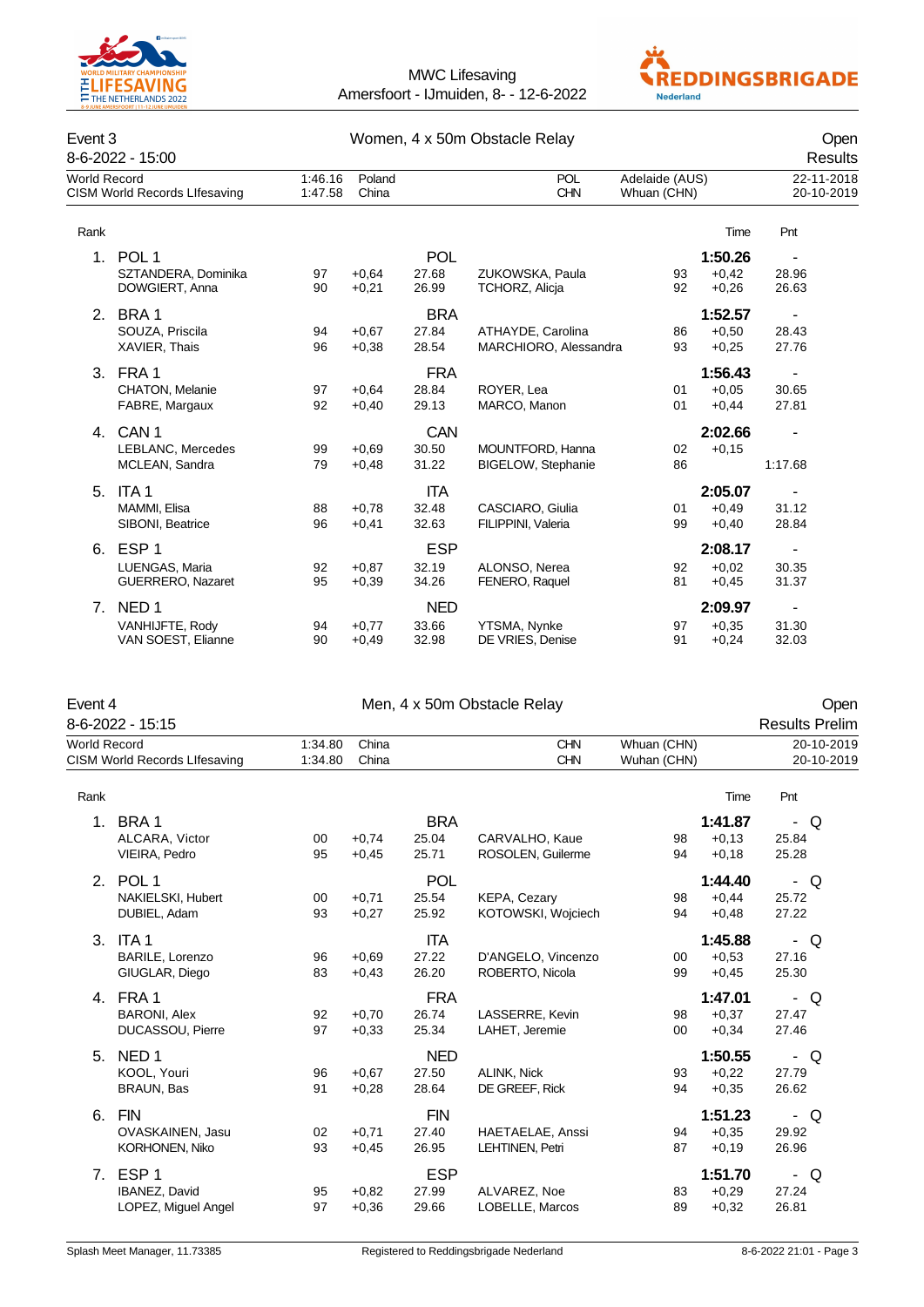MWC Lifesaving
Amersfoort - IJmuiden, 8- - 12-6-2022

## Event 3 — Women, 4 x 50m Obstacle Relay — Open

8-6-2022 - 15:00 — Results

| | | | | | |
|---|---|---|---|---|---|
| World Record | 1:46.16 | Poland | POL | Adelaide (AUS) | 22-11-2018 |
| CISM World Records LIfesaving | 1:47.58 | China | CHN | Whuan (CHN) | 20-10-2019 |

| Rank | Team / Swimmer | YB | RT | Split | Swimmer | YB | RT / Time | Pnt |
|---|---|---|---|---|---|---|---|---|
| 1. | POL 1 | | | POL | | | 1:50.26 | - |
| | SZTANDERA, Dominika | 97 | +0,64 | 27.68 | ZUKOWSKA, Paula | 93 | +0,42 | 28.96 |
| | DOWGIERT, Anna | 90 | +0,21 | 26.99 | TCHORZ, Alicja | 92 | +0,26 | 26.63 |
| 2. | BRA 1 | | | BRA | | | 1:52.57 | - |
| | SOUZA, Priscila | 94 | +0,67 | 27.84 | ATHAYDE, Carolina | 86 | +0,50 | 28.43 |
| | XAVIER, Thais | 96 | +0,38 | 28.54 | MARCHIORO, Alessandra | 93 | +0,25 | 27.76 |
| 3. | FRA 1 | | | FRA | | | 1:56.43 | - |
| | CHATON, Melanie | 97 | +0,64 | 28.84 | ROYER, Lea | 01 | +0,05 | 30.65 |
| | FABRE, Margaux | 92 | +0,40 | 29.13 | MARCO, Manon | 01 | +0,44 | 27.81 |
| 4. | CAN 1 | | | CAN | | | 2:02.66 | - |
| | LEBLANC, Mercedes | 99 | +0,69 | 30.50 | MOUNTFORD, Hanna | 02 | +0,15 | |
| | MCLEAN, Sandra | 79 | +0,48 | 31.22 | BIGELOW, Stephanie | 86 | | 1:17.68 |
| 5. | ITA 1 | | | ITA | | | 2:05.07 | - |
| | MAMMI, Elisa | 88 | +0,78 | 32.48 | CASCIARO, Giulia | 01 | +0,49 | 31.12 |
| | SIBONI, Beatrice | 96 | +0,41 | 32.63 | FILIPPINI, Valeria | 99 | +0,40 | 28.84 |
| 6. | ESP 1 | | | ESP | | | 2:08.17 | - |
| | LUENGAS, Maria | 92 | +0,87 | 32.19 | ALONSO, Nerea | 92 | +0,02 | 30.35 |
| | GUERRERO, Nazaret | 95 | +0,39 | 34.26 | FENERO, Raquel | 81 | +0,45 | 31.37 |
| 7. | NED 1 | | | NED | | | 2:09.97 | - |
| | VANHIJFTE, Rody | 94 | +0,77 | 33.66 | YTSMA, Nynke | 97 | +0,35 | 31.30 |
| | VAN SOEST, Elianne | 90 | +0,49 | 32.98 | DE VRIES, Denise | 91 | +0,24 | 32.03 |

## Event 4 — Men, 4 x 50m Obstacle Relay — Open

8-6-2022 - 15:15 — Results Prelim

| | | | | | |
|---|---|---|---|---|---|
| World Record | 1:34.80 | China | CHN | Whuan (CHN) | 20-10-2019 |
| CISM World Records LIfesaving | 1:34.80 | China | CHN | Wuhan (CHN) | 20-10-2019 |

| Rank | Team / Swimmer | YB | RT | Split | Swimmer | YB | RT / Time | Pnt |
|---|---|---|---|---|---|---|---|---|
| 1. | BRA 1 | | | BRA | | | 1:41.87 | - Q |
| | ALCARA, Victor | 00 | +0,74 | 25.04 | CARVALHO, Kaue | 98 | +0,13 | 25.84 |
| | VIEIRA, Pedro | 95 | +0,45 | 25.71 | ROSOLEN, Guilerme | 94 | +0,18 | 25.28 |
| 2. | POL 1 | | | POL | | | 1:44.40 | - Q |
| | NAKIELSKI, Hubert | 00 | +0,71 | 25.54 | KEPA, Cezary | 98 | +0,44 | 25.72 |
| | DUBIEL, Adam | 93 | +0,27 | 25.92 | KOTOWSKI, Wojciech | 94 | +0,48 | 27.22 |
| 3. | ITA 1 | | | ITA | | | 1:45.88 | - Q |
| | BARILE, Lorenzo | 96 | +0,69 | 27.22 | D'ANGELO, Vincenzo | 00 | +0,53 | 27.16 |
| | GIUGLAR, Diego | 83 | +0,43 | 26.20 | ROBERTO, Nicola | 99 | +0,45 | 25.30 |
| 4. | FRA 1 | | | FRA | | | 1:47.01 | - Q |
| | BARONI, Alex | 92 | +0,70 | 26.74 | LASSERRE, Kevin | 98 | +0,37 | 27.47 |
| | DUCASSOU, Pierre | 97 | +0,33 | 25.34 | LAHET, Jeremie | 00 | +0,34 | 27.46 |
| 5. | NED 1 | | | NED | | | 1:50.55 | - Q |
| | KOOL, Youri | 96 | +0,67 | 27.50 | ALINK, Nick | 93 | +0,22 | 27.79 |
| | BRAUN, Bas | 91 | +0,28 | 28.64 | DE GREEF, Rick | 94 | +0,35 | 26.62 |
| 6. | FIN | | | FIN | | | 1:51.23 | - Q |
| | OVASKAINEN, Jasu | 02 | +0,71 | 27.40 | HAETAELAE, Anssi | 94 | +0,35 | 29.92 |
| | KORHONEN, Niko | 93 | +0,45 | 26.95 | LEHTINEN, Petri | 87 | +0,19 | 26.96 |
| 7. | ESP 1 | | | ESP | | | 1:51.70 | - Q |
| | IBANEZ, David | 95 | +0,82 | 27.99 | ALVAREZ, Noe | 83 | +0,29 | 27.24 |
| | LOPEZ, Miguel Angel | 97 | +0,36 | 29.66 | LOBELLE, Marcos | 89 | +0,32 | 26.81 |

Splash Meet Manager, 11.73385 — Registered to Reddingsbrigade Nederland — 8-6-2022 21:01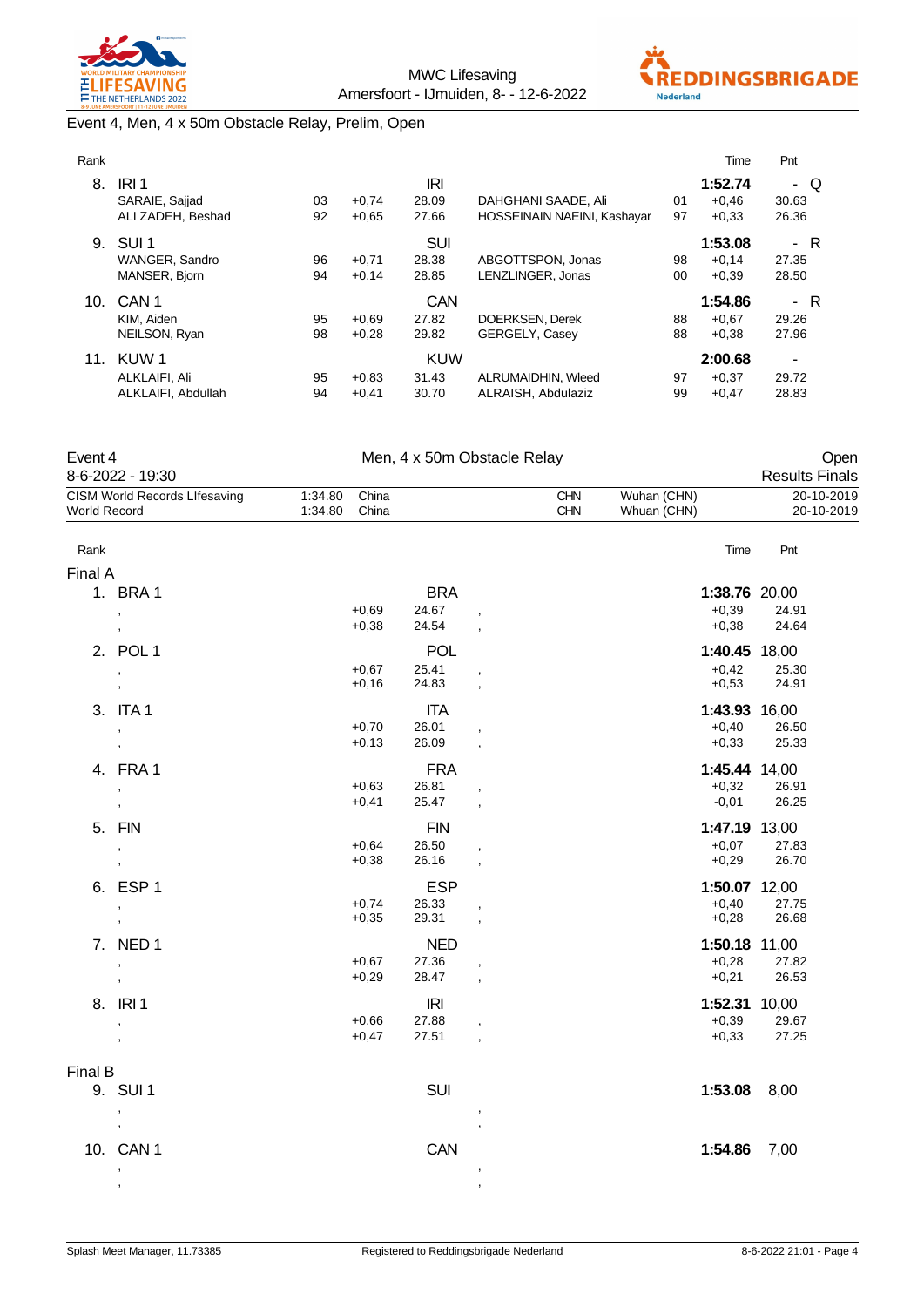Event 4, Men, 4 x 50m Obstacle Relay, Prelim, Open

| Rank | | | | | | | | Time | Pnt |
|---|---|---|---|---|---|---|---|---|---|
| 8. | IRI 1 | | | IRI | | | | **1:52.74** | - Q |
| | SARAIE, Sajjad | 03 | +0,74 | 28.09 | DAHGHANI SAADE, Ali | 01 | | +0,46 | 30.63 |
| | ALI ZADEH, Beshad | 92 | +0,65 | 27.66 | HOSSEINAIN NAEINI, Kashayar | 97 | | +0,33 | 26.36 |
| 9. | SUI 1 | | | SUI | | | | **1:53.08** | - R |
| | WANGER, Sandro | 96 | +0,71 | 28.38 | ABGOTTSPON, Jonas | 98 | | +0,14 | 27.35 |
| | MANSER, Bjorn | 94 | +0,14 | 28.85 | LENZLINGER, Jonas | 00 | | +0,39 | 28.50 |
| 10. | CAN 1 | | | CAN | | | | **1:54.86** | - R |
| | KIM, Aiden | 95 | +0,69 | 27.82 | DOERKSEN, Derek | 88 | | +0,67 | 29.26 |
| | NEILSON, Ryan | 98 | +0,28 | 29.82 | GERGELY, Casey | 88 | | +0,38 | 27.96 |
| 11. | KUW 1 | | | KUW | | | | **2:00.68** | - |
| | ALKLAIFI, Ali | 95 | +0,83 | 31.43 | ALRUMAIDHIN, Wleed | 97 | | +0,37 | 29.72 |
| | ALKLAIFI, Abdullah | 94 | +0,41 | 30.70 | ALRAISH, Abdulaziz | 99 | | +0,47 | 28.83 |

| Event 4 | | Men, 4 x 50m Obstacle Relay | | | Open |
|---|---|---|---|---|---|
| 8-6-2022 - 19:30 | | | | | Results Finals |
| CISM World Records LIfesaving | 1:34.80 | China | CHN | Wuhan (CHN) | 20-10-2019 |
| World Record | 1:34.80 | China | CHN | Whuan (CHN) | 20-10-2019 |

| Rank | | | | | | Time | Pnt |
|---|---|---|---|---|---|---|---|
| **Final A** | | | | | | | |
| 1. | BRA 1 | | | BRA | | **1:38.76** | 20,00 |
| | , | +0,69 | 24.67 | , | | +0,39 | 24.91 |
| | , | +0,38 | 24.54 | , | | +0,38 | 24.64 |
| 2. | POL 1 | | | POL | | **1:40.45** | 18,00 |
| | , | +0,67 | 25.41 | , | | +0,42 | 25.30 |
| | , | +0,16 | 24.83 | , | | +0,53 | 24.91 |
| 3. | ITA 1 | | | ITA | | **1:43.93** | 16,00 |
| | , | +0,70 | 26.01 | , | | +0,40 | 26.50 |
| | , | +0,13 | 26.09 | , | | +0,33 | 25.33 |
| 4. | FRA 1 | | | FRA | | **1:45.44** | 14,00 |
| | , | +0,63 | 26.81 | , | | +0,32 | 26.91 |
| | , | +0,41 | 25.47 | , | | -0,01 | 26.25 |
| 5. | FIN | | | FIN | | **1:47.19** | 13,00 |
| | , | +0,64 | 26.50 | , | | +0,07 | 27.83 |
| | , | +0,38 | 26.16 | , | | +0,29 | 26.70 |
| 6. | ESP 1 | | | ESP | | **1:50.07** | 12,00 |
| | , | +0,74 | 26.33 | , | | +0,40 | 27.75 |
| | , | +0,35 | 29.31 | , | | +0,28 | 26.68 |
| 7. | NED 1 | | | NED | | **1:50.18** | 11,00 |
| | , | +0,67 | 27.36 | , | | +0,28 | 27.82 |
| | , | +0,29 | 28.47 | , | | +0,21 | 26.53 |
| 8. | IRI 1 | | | IRI | | **1:52.31** | 10,00 |
| | , | +0,66 | 27.88 | , | | +0,39 | 29.67 |
| | , | +0,47 | 27.51 | , | | +0,33 | 27.25 |
| **Final B** | | | | | | | |
| 9. | SUI 1 | | | SUI | | **1:53.08** | 8,00 |
| | , | | | , | | | |
| | , | | | , | | | |
| 10. | CAN 1 | | | CAN | | **1:54.86** | 7,00 |
| | , | | | , | | | |
| | , | | | , | | | |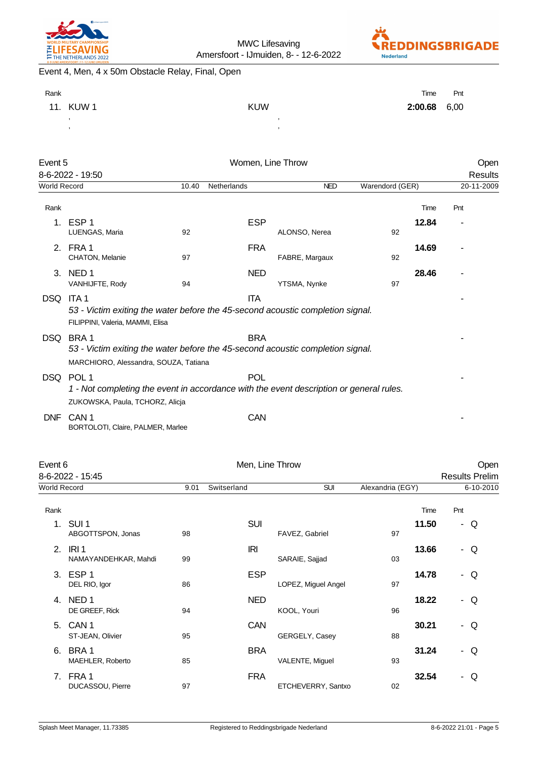Event 4, Men, 4 x 50m Obstacle Relay, Final, Open

| Rank | | | Time | Pnt |
|---|---|---|---|---|
| 11. | KUW 1 | KUW | **2:00.68** | 6,00 |
| | , | , | | |
| | , | , | | |

## Event 5 — Women, Line Throw — Open

8-6-2022 - 19:50 — Results

World Record: 10.40 Netherlands NED Warendord (GER) 20-11-2009

| Rank | Team | | Nation | | | Time | Pnt |
|---|---|---|---|---|---|---|---|
| 1. | ESP 1<br>LUENGAS, Maria | 92 | ESP | ALONSO, Nerea | 92 | **12.84** | - |
| 2. | FRA 1<br>CHATON, Melanie | 97 | FRA | FABRE, Margaux | 92 | **14.69** | - |
| 3. | NED 1<br>VANHIJFTE, Rody | 94 | NED | YTSMA, Nynke | 97 | **28.46** | - |
| DSQ | ITA 1<br>*53 - Victim exiting the water before the 45-second acoustic completion signal.*<br>FILIPPINI, Valeria, MAMMI, Elisa | | ITA | | | | - |
| DSQ | BRA 1<br>*53 - Victim exiting the water before the 45-second acoustic completion signal.*<br>MARCHIORO, Alessandra, SOUZA, Tatiana | | BRA | | | | - |
| DSQ | POL 1<br>*1 - Not completing the event in accordance with the event description or general rules.*<br>ZUKOWSKA, Paula, TCHORZ, Alicja | | POL | | | | - |
| DNF | CAN 1<br>BORTOLOTI, Claire, PALMER, Marlee | | CAN | | | | - |

## Event 6 — Men, Line Throw — Open

8-6-2022 - 15:45 — Results Prelim

World Record: 9.01 Switserland SUI Alexandria (EGY) 6-10-2010

| Rank | Team | | Nation | | | Time | Pnt |
|---|---|---|---|---|---|---|---|
| 1. | SUI 1<br>ABGOTTSPON, Jonas | 98 | SUI | FAVEZ, Gabriel | 97 | **11.50** | - Q |
| 2. | IRI 1<br>NAMAYANDEHKAR, Mahdi | 99 | IRI | SARAIE, Sajjad | 03 | **13.66** | - Q |
| 3. | ESP 1<br>DEL RIO, Igor | 86 | ESP | LOPEZ, Miguel Angel | 97 | **14.78** | - Q |
| 4. | NED 1<br>DE GREEF, Rick | 94 | NED | KOOL, Youri | 96 | **18.22** | - Q |
| 5. | CAN 1<br>ST-JEAN, Olivier | 95 | CAN | GERGELY, Casey | 88 | **30.21** | - Q |
| 6. | BRA 1<br>MAEHLER, Roberto | 85 | BRA | VALENTE, Miguel | 93 | **31.24** | - Q |
| 7. | FRA 1<br>DUCASSOU, Pierre | 97 | FRA | ETCHEVERRY, Santxo | 02 | **32.54** | - Q |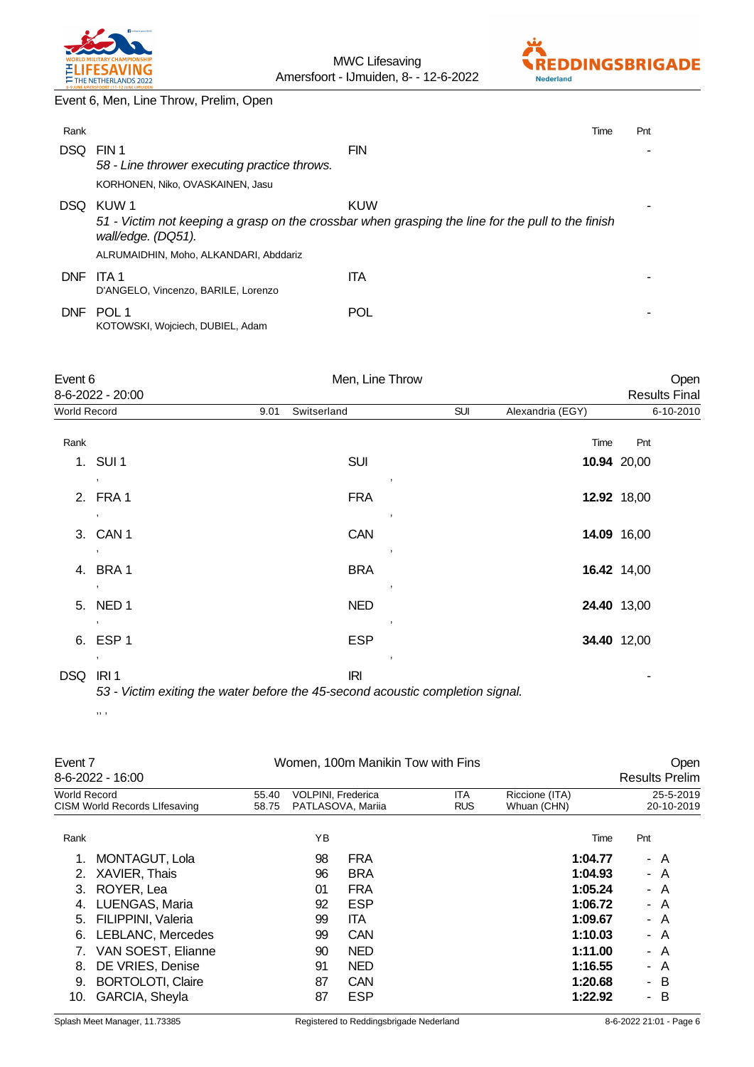Event 6, Men, Line Throw, Prelim, Open

| Rank | | | Time | Pnt |
|---|---|---|---|---|
| DSQ | FIN 1 | FIN | | - |
| | *58 - Line thrower executing practice throws.* | | | |
| | KORHONEN, Niko, OVASKAINEN, Jasu | | | |
| DSQ | KUW 1 | KUW | | - |
| | *51 - Victim not keeping a grasp on the crossbar when grasping the line for the pull to the finish wall/edge. (DQ51).* | | | |
| | ALRUMAIDHIN, Moho, ALKANDARI, Abddariz | | | |
| DNF | ITA 1 | ITA | | - |
| | D'ANGELO, Vincenzo, BARILE, Lorenzo | | | |
| DNF | POL 1 | POL | | - |
| | KOTOWSKI, Wojciech, DUBIEL, Adam | | | |

## Event 6 — Men, Line Throw — Open

8-6-2022 - 20:00 — Results Final

| World Record | 9.01 | Switzerland | SUI | Alexandria (EGY) | 6-10-2010 |
|---|---|---|---|---|---|

| Rank | | | Time | Pnt |
|---|---|---|---|---|
| 1. | SUI 1 | SUI | **10.94** | 20,00 |
| | , | , | | |
| 2. | FRA 1 | FRA | **12.92** | 18,00 |
| | , | , | | |
| 3. | CAN 1 | CAN | **14.09** | 16,00 |
| | , | , | | |
| 4. | BRA 1 | BRA | **16.42** | 14,00 |
| | , | , | | |
| 5. | NED 1 | NED | **24.40** | 13,00 |
| | , | , | | |
| 6. | ESP 1 | ESP | **34.40** | 12,00 |
| | , | , | | |
| DSQ | IRI 1 | IRI | | - |
| | *53 - Victim exiting the water before the 45-second acoustic completion signal.* | | | |
| | ,, , | | | |

## Event 7 — Women, 100m Manikin Tow with Fins — Open

8-6-2022 - 16:00 — Results Prelim

| World Record | 55.40 | VOLPINI, Frederica | ITA | Riccione (ITA) | 25-5-2019 |
|---|---|---|---|---|---|
| CISM World Records LIfesaving | 58.75 | PATLASOVA, Mariia | RUS | Whuan (CHN) | 20-10-2019 |

| Rank | | YB | | Time | Pnt | |
|---|---|---|---|---|---|---|
| 1. | MONTAGUT, Lola | 98 | FRA | **1:04.77** | - | A |
| 2. | XAVIER, Thais | 96 | BRA | **1:04.93** | - | A |
| 3. | ROYER, Lea | 01 | FRA | **1:05.24** | - | A |
| 4. | LUENGAS, Maria | 92 | ESP | **1:06.72** | - | A |
| 5. | FILIPPINI, Valeria | 99 | ITA | **1:09.67** | - | A |
| 6. | LEBLANC, Mercedes | 99 | CAN | **1:10.03** | - | A |
| 7. | VAN SOEST, Elianne | 90 | NED | **1:11.00** | - | A |
| 8. | DE VRIES, Denise | 91 | NED | **1:16.55** | - | A |
| 9. | BORTOLOTI, Claire | 87 | CAN | **1:20.68** | - | B |
| 10. | GARCIA, Sheyla | 87 | ESP | **1:22.92** | - | B |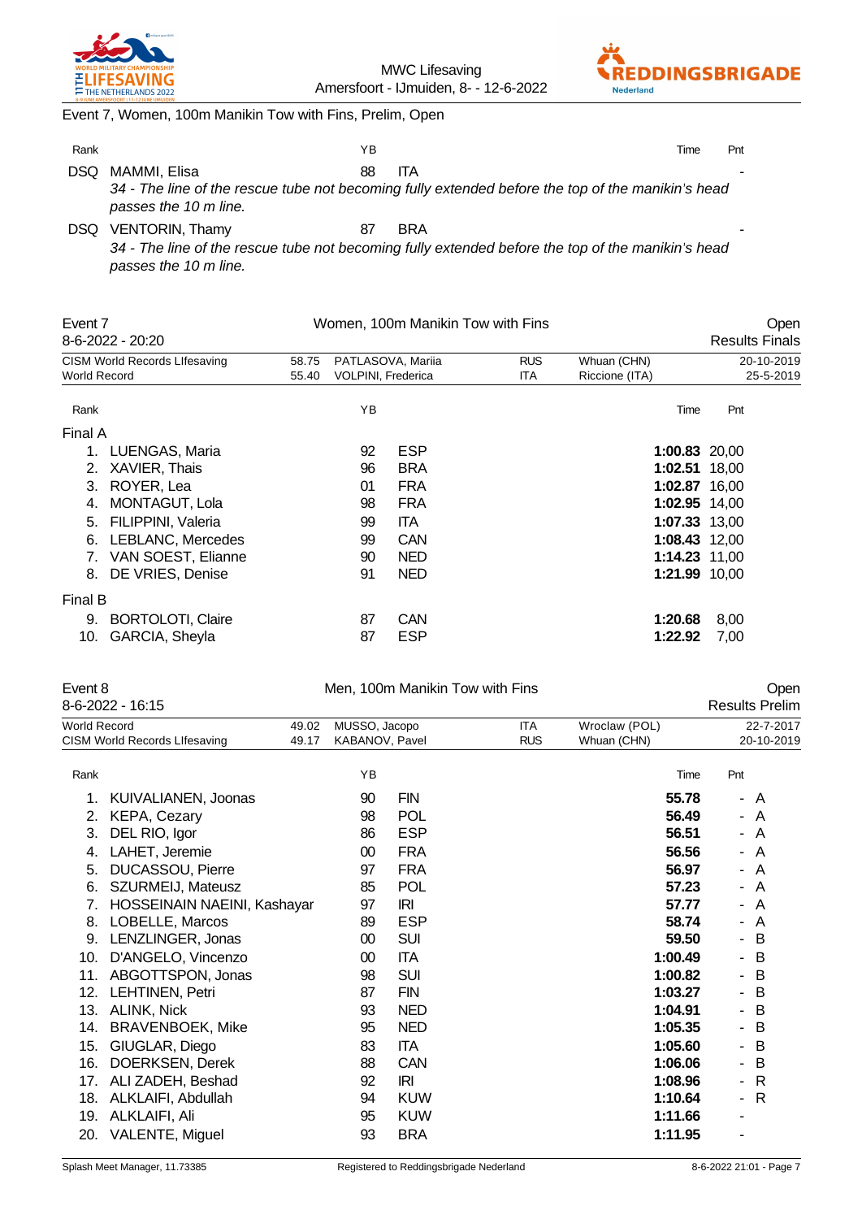Event 7, Women, 100m Manikin Tow with Fins, Prelim, Open

| Rank | Name | YB | Nation | Time | Pnt |
|---|---|---|---|---|---|
| DSQ | MAMMI, Elisa | 88 | ITA | | - |
| | *34 - The line of the rescue tube not becoming fully extended before the top of the manikin's head passes the 10 m line.* | | | | |
| DSQ | VENTORIN, Thamy | 87 | BRA | | - |
| | *34 - The line of the rescue tube not becoming fully extended before the top of the manikin's head passes the 10 m line.* | | | | |

## Event 7 — Women, 100m Manikin Tow with Fins — Open

8-6-2022 - 20:20 — Results Finals

| Record | Time | Name | Nation | Location | Date |
|---|---|---|---|---|---|
| CISM World Records LIfesaving | 58.75 | PATLASOVA, Mariia | RUS | Whuan (CHN) | 20-10-2019 |
| World Record | 55.40 | VOLPINI, Frederica | ITA | Riccione (ITA) | 25-5-2019 |

| Rank | Name | YB | Nation | Time | Pnt |
|---|---|---|---|---|---|
| **Final A** | | | | | |
| 1. | LUENGAS, Maria | 92 | ESP | **1:00.83** | 20,00 |
| 2. | XAVIER, Thais | 96 | BRA | **1:02.51** | 18,00 |
| 3. | ROYER, Lea | 01 | FRA | **1:02.87** | 16,00 |
| 4. | MONTAGUT, Lola | 98 | FRA | **1:02.95** | 14,00 |
| 5. | FILIPPINI, Valeria | 99 | ITA | **1:07.33** | 13,00 |
| 6. | LEBLANC, Mercedes | 99 | CAN | **1:08.43** | 12,00 |
| 7. | VAN SOEST, Elianne | 90 | NED | **1:14.23** | 11,00 |
| 8. | DE VRIES, Denise | 91 | NED | **1:21.99** | 10,00 |
| **Final B** | | | | | |
| 9. | BORTOLOTI, Claire | 87 | CAN | **1:20.68** | 8,00 |
| 10. | GARCIA, Sheyla | 87 | ESP | **1:22.92** | 7,00 |

## Event 8 — Men, 100m Manikin Tow with Fins — Open

8-6-2022 - 16:15 — Results Prelim

| Record | Time | Name | Nation | Location | Date |
|---|---|---|---|---|---|
| World Record | 49.02 | MUSSO, Jacopo | ITA | Wroclaw (POL) | 22-7-2017 |
| CISM World Records LIfesaving | 49.17 | KABANOV, Pavel | RUS | Whuan (CHN) | 20-10-2019 |

| Rank | Name | YB | Nation | Time | Pnt | |
|---|---|---|---|---|---|---|
| 1. | KUIVALIANEN, Joonas | 90 | FIN | **55.78** | - | A |
| 2. | KEPA, Cezary | 98 | POL | **56.49** | - | A |
| 3. | DEL RIO, Igor | 86 | ESP | **56.51** | - | A |
| 4. | LAHET, Jeremie | 00 | FRA | **56.56** | - | A |
| 5. | DUCASSOU, Pierre | 97 | FRA | **56.97** | - | A |
| 6. | SZURMEIJ, Mateusz | 85 | POL | **57.23** | - | A |
| 7. | HOSSEINAIN NAEINI, Kashayar | 97 | IRI | **57.77** | - | A |
| 8. | LOBELLE, Marcos | 89 | ESP | **58.74** | - | A |
| 9. | LENZLINGER, Jonas | 00 | SUI | **59.50** | - | B |
| 10. | D'ANGELO, Vincenzo | 00 | ITA | **1:00.49** | - | B |
| 11. | ABGOTTSPON, Jonas | 98 | SUI | **1:00.82** | - | B |
| 12. | LEHTINEN, Petri | 87 | FIN | **1:03.27** | - | B |
| 13. | ALINK, Nick | 93 | NED | **1:04.91** | - | B |
| 14. | BRAVENBOEK, Mike | 95 | NED | **1:05.35** | - | B |
| 15. | GIUGLAR, Diego | 83 | ITA | **1:05.60** | - | B |
| 16. | DOERKSEN, Derek | 88 | CAN | **1:06.06** | - | B |
| 17. | ALI ZADEH, Beshad | 92 | IRI | **1:08.96** | - | R |
| 18. | ALKLAIFI, Abdullah | 94 | KUW | **1:10.64** | - | R |
| 19. | ALKLAIFI, Ali | 95 | KUW | **1:11.66** | - | |
| 20. | VALENTE, Miguel | 93 | BRA | **1:11.95** | - | |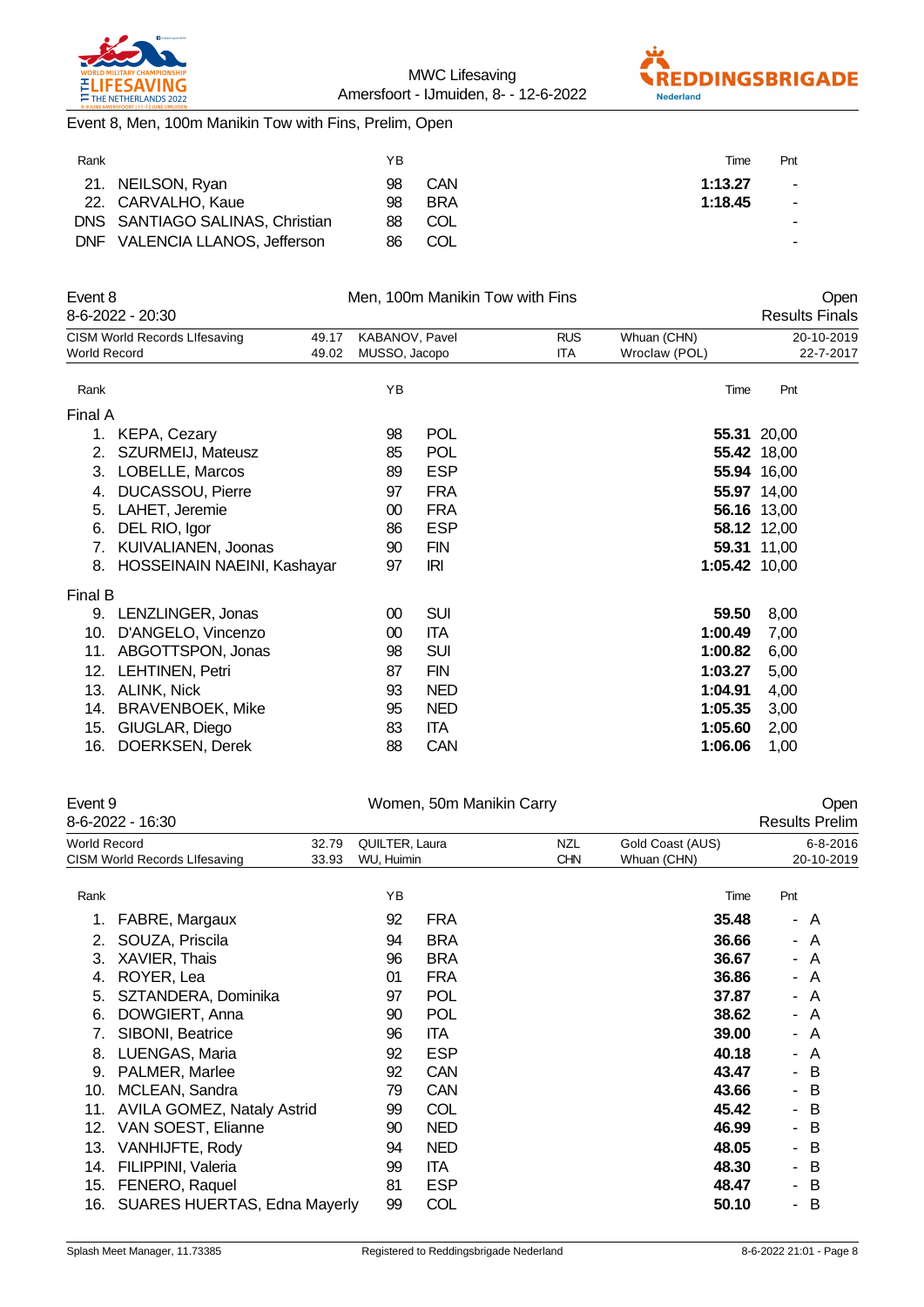Event 8, Men, 100m Manikin Tow with Fins, Prelim, Open

| Rank | | YB | | Time | Pnt |
|---|---|---|---|---|---|
| 21. | NEILSON, Ryan | 98 | CAN | **1:13.27** | - |
| 22. | CARVALHO, Kaue | 98 | BRA | **1:18.45** | - |
| DNS | SANTIAGO SALINAS, Christian | 88 | COL | | - |
| DNF | VALENCIA LLANOS, Jefferson | 86 | COL | | - |

## Event 8 — Men, 100m Manikin Tow with Fins — Open

8-6-2022 - 20:30 — Results Finals

| | | | | | |
|---|---|---|---|---|---|
| CISM World Records LIfesaving | 49.17 | KABANOV, Pavel | RUS | Whuan (CHN) | 20-10-2019 |
| World Record | 49.02 | MUSSO, Jacopo | ITA | Wroclaw (POL) | 22-7-2017 |

| Rank | | YB | | Time | Pnt |
|---|---|---|---|---|---|
| **Final A** | | | | | |
| 1. | KEPA, Cezary | 98 | POL | **55.31** | 20,00 |
| 2. | SZURMEIJ, Mateusz | 85 | POL | **55.42** | 18,00 |
| 3. | LOBELLE, Marcos | 89 | ESP | **55.94** | 16,00 |
| 4. | DUCASSOU, Pierre | 97 | FRA | **55.97** | 14,00 |
| 5. | LAHET, Jeremie | 00 | FRA | **56.16** | 13,00 |
| 6. | DEL RIO, Igor | 86 | ESP | **58.12** | 12,00 |
| 7. | KUIVALIANEN, Joonas | 90 | FIN | **59.31** | 11,00 |
| 8. | HOSSEINAIN NAEINI, Kashayar | 97 | IRI | **1:05.42** | 10,00 |
| **Final B** | | | | | |
| 9. | LENZLINGER, Jonas | 00 | SUI | **59.50** | 8,00 |
| 10. | D'ANGELO, Vincenzo | 00 | ITA | **1:00.49** | 7,00 |
| 11. | ABGOTTSPON, Jonas | 98 | SUI | **1:00.82** | 6,00 |
| 12. | LEHTINEN, Petri | 87 | FIN | **1:03.27** | 5,00 |
| 13. | ALINK, Nick | 93 | NED | **1:04.91** | 4,00 |
| 14. | BRAVENBOEK, Mike | 95 | NED | **1:05.35** | 3,00 |
| 15. | GIUGLAR, Diego | 83 | ITA | **1:05.60** | 2,00 |
| 16. | DOERKSEN, Derek | 88 | CAN | **1:06.06** | 1,00 |

## Event 9 — Women, 50m Manikin Carry — Open

8-6-2022 - 16:30 — Results Prelim

| | | | | | |
|---|---|---|---|---|---|
| World Record | 32.79 | QUILTER, Laura | NZL | Gold Coast (AUS) | 6-8-2016 |
| CISM World Records LIfesaving | 33.93 | WU, Huimin | CHN | Whuan (CHN) | 20-10-2019 |

| Rank | | YB | | Time | Pnt | |
|---|---|---|---|---|---|---|
| 1. | FABRE, Margaux | 92 | FRA | **35.48** | - | A |
| 2. | SOUZA, Priscila | 94 | BRA | **36.66** | - | A |
| 3. | XAVIER, Thais | 96 | BRA | **36.67** | - | A |
| 4. | ROYER, Lea | 01 | FRA | **36.86** | - | A |
| 5. | SZTANDERA, Dominika | 97 | POL | **37.87** | - | A |
| 6. | DOWGIERT, Anna | 90 | POL | **38.62** | - | A |
| 7. | SIBONI, Beatrice | 96 | ITA | **39.00** | - | A |
| 8. | LUENGAS, Maria | 92 | ESP | **40.18** | - | A |
| 9. | PALMER, Marlee | 92 | CAN | **43.47** | - | B |
| 10. | MCLEAN, Sandra | 79 | CAN | **43.66** | - | B |
| 11. | AVILA GOMEZ, Nataly Astrid | 99 | COL | **45.42** | - | B |
| 12. | VAN SOEST, Elianne | 90 | NED | **46.99** | - | B |
| 13. | VANHIJFTE, Rody | 94 | NED | **48.05** | - | B |
| 14. | FILIPPINI, Valeria | 99 | ITA | **48.30** | - | B |
| 15. | FENERO, Raquel | 81 | ESP | **48.47** | - | B |
| 16. | SUARES HUERTAS, Edna Mayerly | 99 | COL | **50.10** | - | B |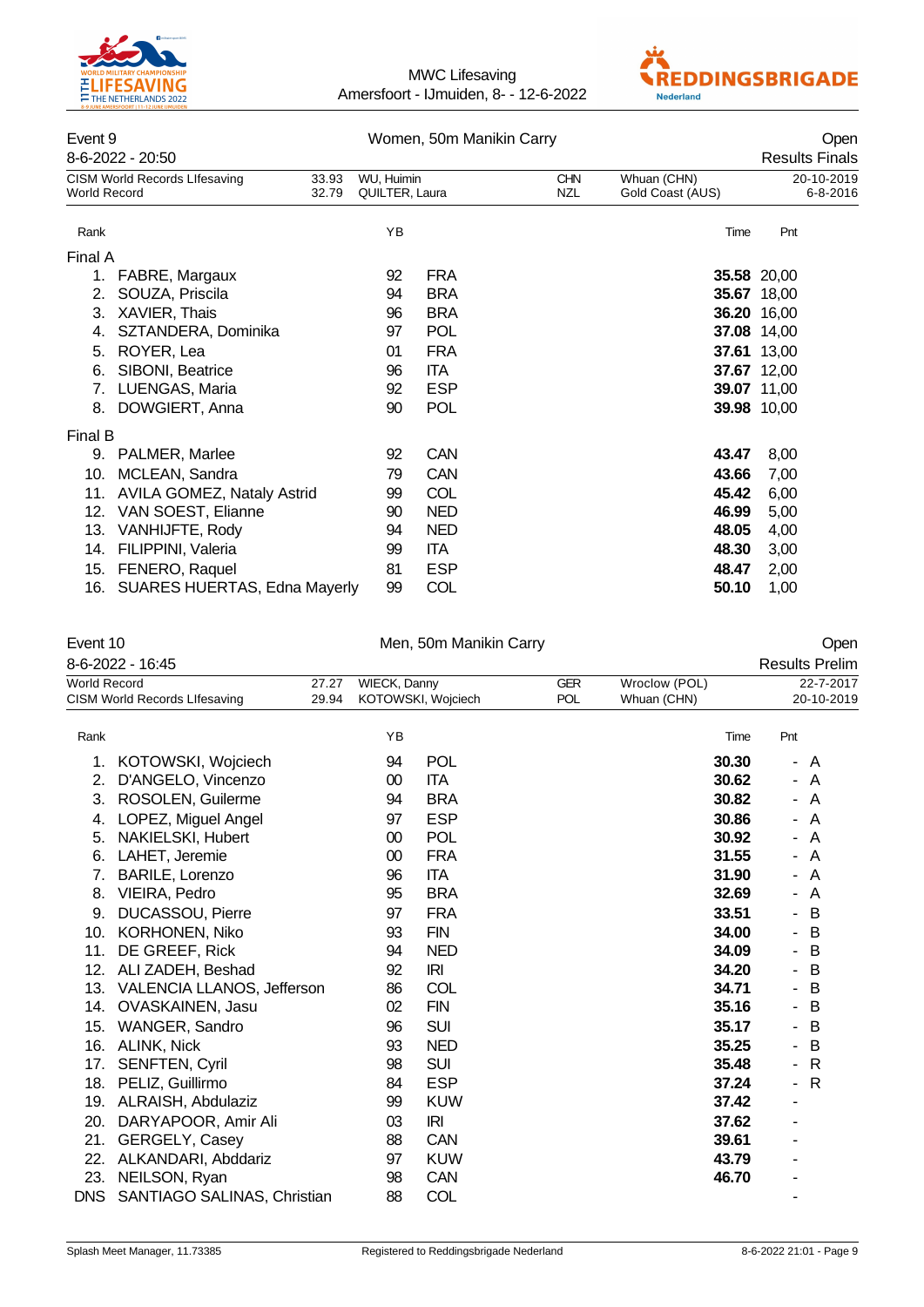MWC Lifesaving
Amersfoort - IJmuiden, 8- - 12-6-2022

## Event 9 — Women, 50m Manikin Carry — Open

8-6-2022 - 20:50 — Results Finals

| Record | Time | Name | Nation | Location | Date |
|---|---|---|---|---|---|
| CISM World Records LIfesaving | 33.93 | WU, Huimin | CHN | Whuan (CHN) | 20-10-2019 |
| World Record | 32.79 | QUILTER, Laura | NZL | Gold Coast (AUS) | 6-8-2016 |

| Rank | Name | YB | Nation | Time | Pnt |
|---|---|---|---|---|---|
| **Final A** | | | | | |
| 1. | FABRE, Margaux | 92 | FRA | **35.58** | 20,00 |
| 2. | SOUZA, Priscila | 94 | BRA | **35.67** | 18,00 |
| 3. | XAVIER, Thais | 96 | BRA | **36.20** | 16,00 |
| 4. | SZTANDERA, Dominika | 97 | POL | **37.08** | 14,00 |
| 5. | ROYER, Lea | 01 | FRA | **37.61** | 13,00 |
| 6. | SIBONI, Beatrice | 96 | ITA | **37.67** | 12,00 |
| 7. | LUENGAS, Maria | 92 | ESP | **39.07** | 11,00 |
| 8. | DOWGIERT, Anna | 90 | POL | **39.98** | 10,00 |
| **Final B** | | | | | |
| 9. | PALMER, Marlee | 92 | CAN | **43.47** | 8,00 |
| 10. | MCLEAN, Sandra | 79 | CAN | **43.66** | 7,00 |
| 11. | AVILA GOMEZ, Nataly Astrid | 99 | COL | **45.42** | 6,00 |
| 12. | VAN SOEST, Elianne | 90 | NED | **46.99** | 5,00 |
| 13. | VANHIJFTE, Rody | 94 | NED | **48.05** | 4,00 |
| 14. | FILIPPINI, Valeria | 99 | ITA | **48.30** | 3,00 |
| 15. | FENERO, Raquel | 81 | ESP | **48.47** | 2,00 |
| 16. | SUARES HUERTAS, Edna Mayerly | 99 | COL | **50.10** | 1,00 |

## Event 10 — Men, 50m Manikin Carry — Open

8-6-2022 - 16:45 — Results Prelim

| Record | Time | Name | Nation | Location | Date |
|---|---|---|---|---|---|
| World Record | 27.27 | WIECK, Danny | GER | Wroclow (POL) | 22-7-2017 |
| CISM World Records LIfesaving | 29.94 | KOTOWSKI, Wojciech | POL | Whuan (CHN) | 20-10-2019 |

| Rank | Name | YB | Nation | Time | Pnt | |
|---|---|---|---|---|---|---|
| 1. | KOTOWSKI, Wojciech | 94 | POL | **30.30** | - | A |
| 2. | D'ANGELO, Vincenzo | 00 | ITA | **30.62** | - | A |
| 3. | ROSOLEN, Guilerme | 94 | BRA | **30.82** | - | A |
| 4. | LOPEZ, Miguel Angel | 97 | ESP | **30.86** | - | A |
| 5. | NAKIELSKI, Hubert | 00 | POL | **30.92** | - | A |
| 6. | LAHET, Jeremie | 00 | FRA | **31.55** | - | A |
| 7. | BARILE, Lorenzo | 96 | ITA | **31.90** | - | A |
| 8. | VIEIRA, Pedro | 95 | BRA | **32.69** | - | A |
| 9. | DUCASSOU, Pierre | 97 | FRA | **33.51** | - | B |
| 10. | KORHONEN, Niko | 93 | FIN | **34.00** | - | B |
| 11. | DE GREEF, Rick | 94 | NED | **34.09** | - | B |
| 12. | ALI ZADEH, Beshad | 92 | IRI | **34.20** | - | B |
| 13. | VALENCIA LLANOS, Jefferson | 86 | COL | **34.71** | - | B |
| 14. | OVASKAINEN, Jasu | 02 | FIN | **35.16** | - | B |
| 15. | WANGER, Sandro | 96 | SUI | **35.17** | - | B |
| 16. | ALINK, Nick | 93 | NED | **35.25** | - | B |
| 17. | SENFTEN, Cyril | 98 | SUI | **35.48** | - | R |
| 18. | PELIZ, Guillirmo | 84 | ESP | **37.24** | - | R |
| 19. | ALRAISH, Abdulaziz | 99 | KUW | **37.42** | - | |
| 20. | DARYAPOOR, Amir Ali | 03 | IRI | **37.62** | - | |
| 21. | GERGELY, Casey | 88 | CAN | **39.61** | - | |
| 22. | ALKANDARI, Abddariz | 97 | KUW | **43.79** | - | |
| 23. | NEILSON, Ryan | 98 | CAN | **46.70** | - | |
| DNS | SANTIAGO SALINAS, Christian | 88 | COL | | - | |

Splash Meet Manager, 11.73385 — Registered to Reddingsbrigade Nederland — 8-6-2022 21:01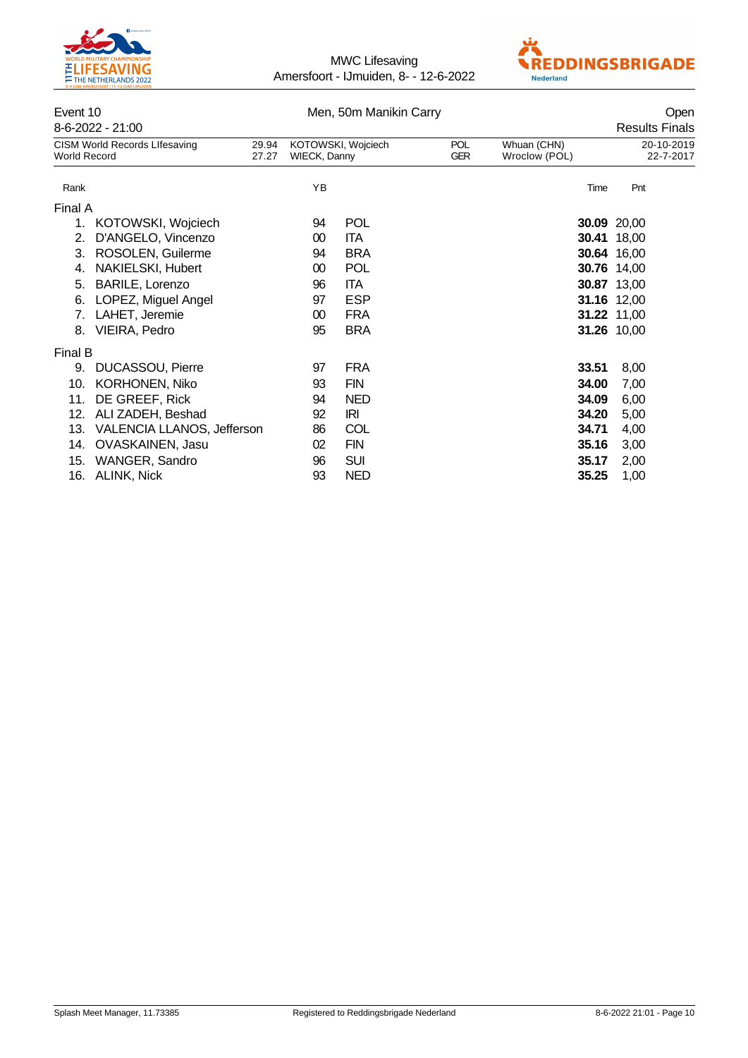MWC Lifesaving
Amersfoort - IJmuiden, 8- - 12-6-2022

| Event 10 | Men, 50m Manikin Carry | Open |
|---|---|---|
| 8-6-2022 - 21:00 | | Results Finals |

| | | | | | |
|---|---|---|---|---|---|
| CISM World Records LIfesaving | 29.94 | KOTOWSKI, Wojciech | POL | Whuan (CHN) | 20-10-2019 |
| World Record | 27.27 | WIECK, Danny | GER | Wroclow (POL) | 22-7-2017 |

| Rank | | YB | | Time | Pnt |
|---|---|---|---|---|---|
| **Final A** | | | | | |
| 1. | KOTOWSKI, Wojciech | 94 | POL | **30.09** | 20,00 |
| 2. | D'ANGELO, Vincenzo | 00 | ITA | **30.41** | 18,00 |
| 3. | ROSOLEN, Guilerme | 94 | BRA | **30.64** | 16,00 |
| 4. | NAKIELSKI, Hubert | 00 | POL | **30.76** | 14,00 |
| 5. | BARILE, Lorenzo | 96 | ITA | **30.87** | 13,00 |
| 6. | LOPEZ, Miguel Angel | 97 | ESP | **31.16** | 12,00 |
| 7. | LAHET, Jeremie | 00 | FRA | **31.22** | 11,00 |
| 8. | VIEIRA, Pedro | 95 | BRA | **31.26** | 10,00 |
| **Final B** | | | | | |
| 9. | DUCASSOU, Pierre | 97 | FRA | **33.51** | 8,00 |
| 10. | KORHONEN, Niko | 93 | FIN | **34.00** | 7,00 |
| 11. | DE GREEF, Rick | 94 | NED | **34.09** | 6,00 |
| 12. | ALI ZADEH, Beshad | 92 | IRI | **34.20** | 5,00 |
| 13. | VALENCIA LLANOS, Jefferson | 86 | COL | **34.71** | 4,00 |
| 14. | OVASKAINEN, Jasu | 02 | FIN | **35.16** | 3,00 |
| 15. | WANGER, Sandro | 96 | SUI | **35.17** | 2,00 |
| 16. | ALINK, Nick | 93 | NED | **35.25** | 1,00 |